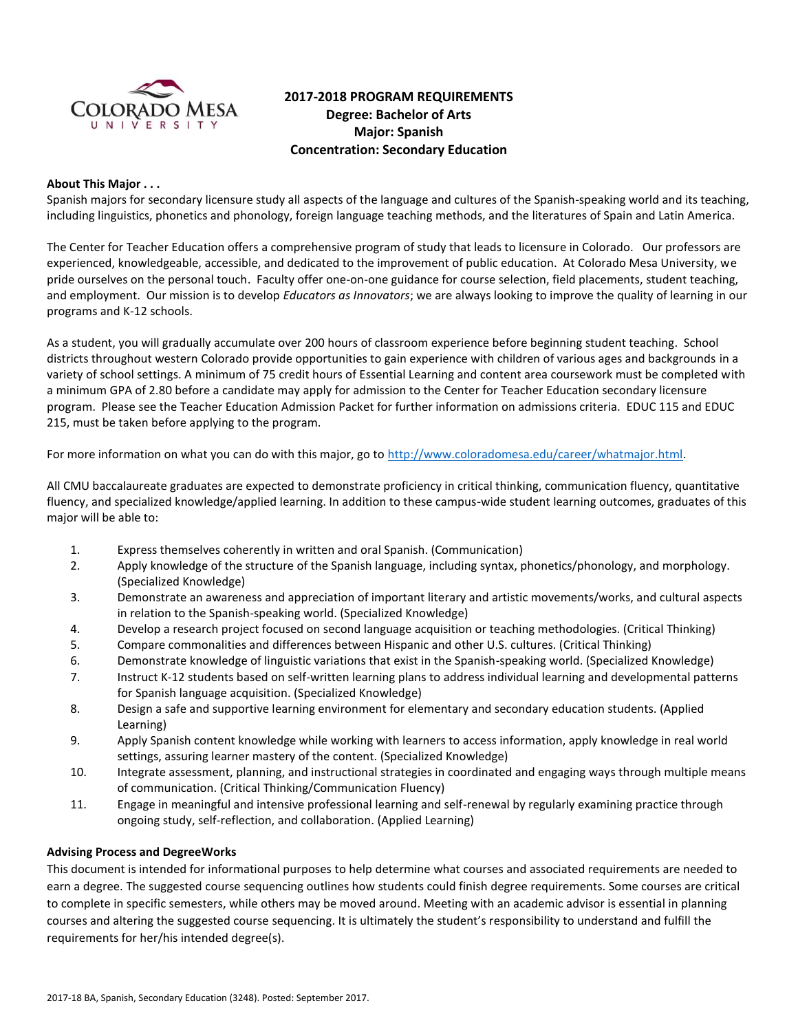# 2017-2018 PROGRAM REQUIREMENTS
## Degree: Bachelor of Arts
## Major: Spanish
## Concentration: Secondary Education

**About This Major . . .**

Spanish majors for secondary licensure study all aspects of the language and cultures of the Spanish-speaking world and its teaching, including linguistics, phonetics and phonology, foreign language teaching methods, and the literatures of Spain and Latin America.

The Center for Teacher Education offers a comprehensive program of study that leads to licensure in Colorado. Our professors are experienced, knowledgeable, accessible, and dedicated to the improvement of public education. At Colorado Mesa University, we pride ourselves on the personal touch. Faculty offer one-on-one guidance for course selection, field placements, student teaching, and employment. Our mission is to develop *Educators as Innovators*; we are always looking to improve the quality of learning in our programs and K-12 schools.

As a student, you will gradually accumulate over 200 hours of classroom experience before beginning student teaching. School districts throughout western Colorado provide opportunities to gain experience with children of various ages and backgrounds in a variety of school settings. A minimum of 75 credit hours of Essential Learning and content area coursework must be completed with a minimum GPA of 2.80 before a candidate may apply for admission to the Center for Teacher Education secondary licensure program. Please see the Teacher Education Admission Packet for further information on admissions criteria. EDUC 115 and EDUC 215, must be taken before applying to the program.

For more information on what you can do with this major, go to http://www.coloradomesa.edu/career/whatmajor.html.

All CMU baccalaureate graduates are expected to demonstrate proficiency in critical thinking, communication fluency, quantitative fluency, and specialized knowledge/applied learning. In addition to these campus-wide student learning outcomes, graduates of this major will be able to:

1. Express themselves coherently in written and oral Spanish. (Communication)
2. Apply knowledge of the structure of the Spanish language, including syntax, phonetics/phonology, and morphology. (Specialized Knowledge)
3. Demonstrate an awareness and appreciation of important literary and artistic movements/works, and cultural aspects in relation to the Spanish-speaking world. (Specialized Knowledge)
4. Develop a research project focused on second language acquisition or teaching methodologies. (Critical Thinking)
5. Compare commonalities and differences between Hispanic and other U.S. cultures. (Critical Thinking)
6. Demonstrate knowledge of linguistic variations that exist in the Spanish-speaking world. (Specialized Knowledge)
7. Instruct K-12 students based on self-written learning plans to address individual learning and developmental patterns for Spanish language acquisition. (Specialized Knowledge)
8. Design a safe and supportive learning environment for elementary and secondary education students. (Applied Learning)
9. Apply Spanish content knowledge while working with learners to access information, apply knowledge in real world settings, assuring learner mastery of the content. (Specialized Knowledge)
10. Integrate assessment, planning, and instructional strategies in coordinated and engaging ways through multiple means of communication. (Critical Thinking/Communication Fluency)
11. Engage in meaningful and intensive professional learning and self-renewal by regularly examining practice through ongoing study, self-reflection, and collaboration. (Applied Learning)

**Advising Process and DegreeWorks**

This document is intended for informational purposes to help determine what courses and associated requirements are needed to earn a degree. The suggested course sequencing outlines how students could finish degree requirements. Some courses are critical to complete in specific semesters, while others may be moved around. Meeting with an academic advisor is essential in planning courses and altering the suggested course sequencing. It is ultimately the student's responsibility to understand and fulfill the requirements for her/his intended degree(s).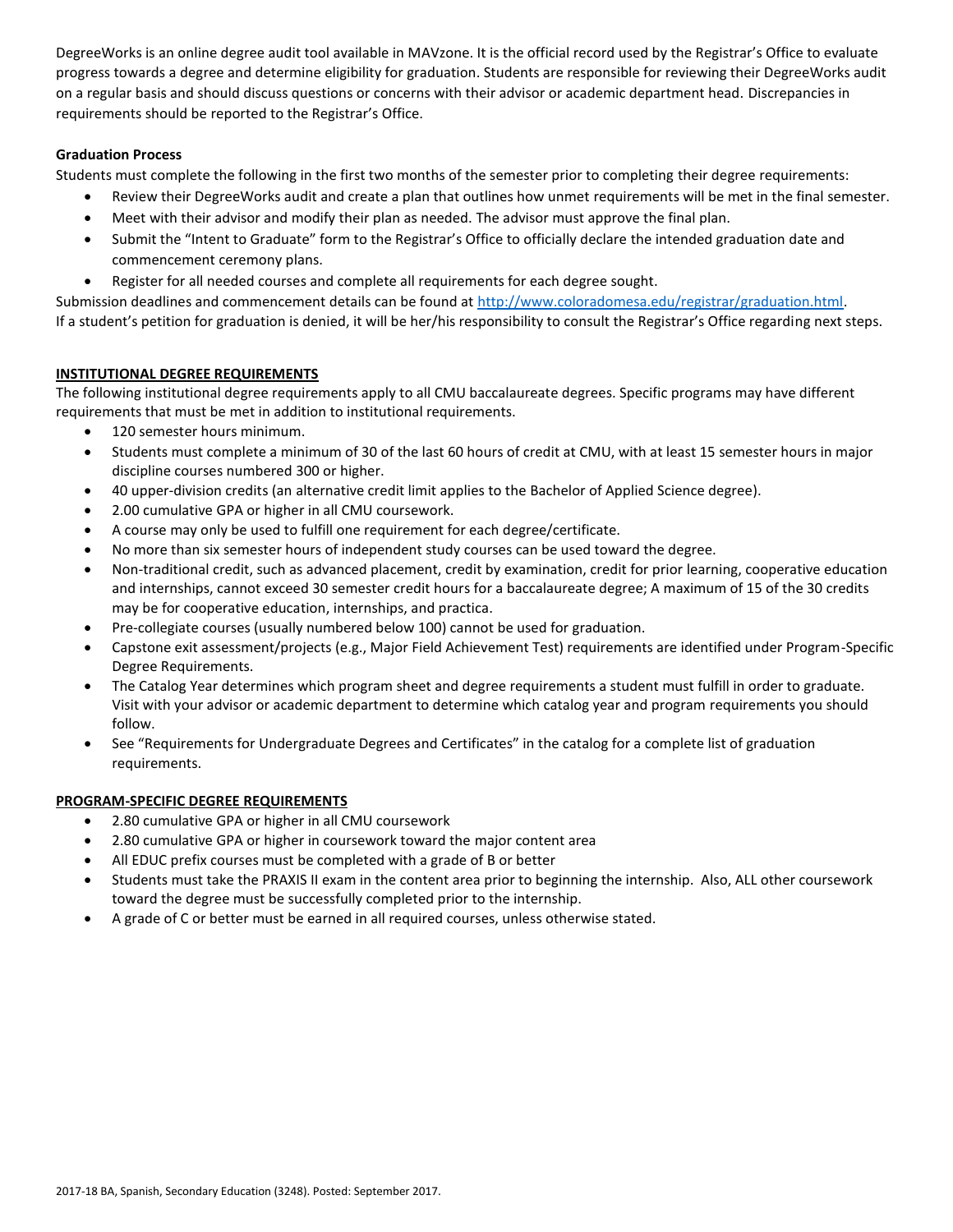DegreeWorks is an online degree audit tool available in MAVzone. It is the official record used by the Registrar's Office to evaluate progress towards a degree and determine eligibility for graduation. Students are responsible for reviewing their DegreeWorks audit on a regular basis and should discuss questions or concerns with their advisor or academic department head. Discrepancies in requirements should be reported to the Registrar's Office.

**Graduation Process**

Students must complete the following in the first two months of the semester prior to completing their degree requirements:

- Review their DegreeWorks audit and create a plan that outlines how unmet requirements will be met in the final semester.
- Meet with their advisor and modify their plan as needed. The advisor must approve the final plan.
- Submit the "Intent to Graduate" form to the Registrar's Office to officially declare the intended graduation date and commencement ceremony plans.
- Register for all needed courses and complete all requirements for each degree sought.

Submission deadlines and commencement details can be found at [http://www.coloradomesa.edu/registrar/graduation.html](http://www.coloradomesa.edu/registrar/graduation.html).
If a student's petition for graduation is denied, it will be her/his responsibility to consult the Registrar's Office regarding next steps.

## INSTITUTIONAL DEGREE REQUIREMENTS

The following institutional degree requirements apply to all CMU baccalaureate degrees. Specific programs may have different requirements that must be met in addition to institutional requirements.

- 120 semester hours minimum.
- Students must complete a minimum of 30 of the last 60 hours of credit at CMU, with at least 15 semester hours in major discipline courses numbered 300 or higher.
- 40 upper-division credits (an alternative credit limit applies to the Bachelor of Applied Science degree).
- 2.00 cumulative GPA or higher in all CMU coursework.
- A course may only be used to fulfill one requirement for each degree/certificate.
- No more than six semester hours of independent study courses can be used toward the degree.
- Non-traditional credit, such as advanced placement, credit by examination, credit for prior learning, cooperative education and internships, cannot exceed 30 semester credit hours for a baccalaureate degree; A maximum of 15 of the 30 credits may be for cooperative education, internships, and practica.
- Pre-collegiate courses (usually numbered below 100) cannot be used for graduation.
- Capstone exit assessment/projects (e.g., Major Field Achievement Test) requirements are identified under Program-Specific Degree Requirements.
- The Catalog Year determines which program sheet and degree requirements a student must fulfill in order to graduate. Visit with your advisor or academic department to determine which catalog year and program requirements you should follow.
- See "Requirements for Undergraduate Degrees and Certificates" in the catalog for a complete list of graduation requirements.

## PROGRAM-SPECIFIC DEGREE REQUIREMENTS

- 2.80 cumulative GPA or higher in all CMU coursework
- 2.80 cumulative GPA or higher in coursework toward the major content area
- All EDUC prefix courses must be completed with a grade of B or better
- Students must take the PRAXIS II exam in the content area prior to beginning the internship. Also, ALL other coursework toward the degree must be successfully completed prior to the internship.
- A grade of C or better must be earned in all required courses, unless otherwise stated.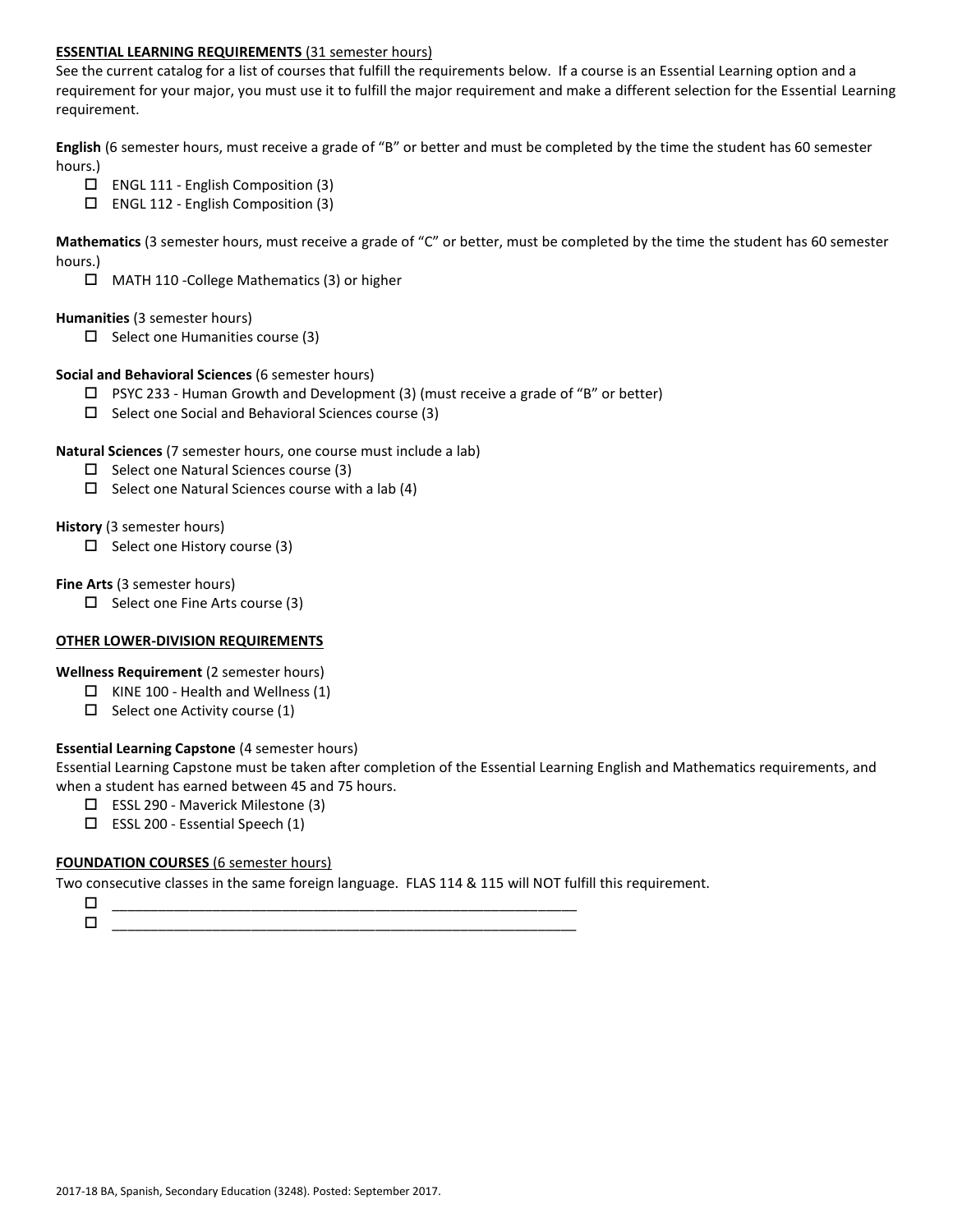**ESSENTIAL LEARNING REQUIREMENTS** (31 semester hours)

See the current catalog for a list of courses that fulfill the requirements below. If a course is an Essential Learning option and a requirement for your major, you must use it to fulfill the major requirement and make a different selection for the Essential Learning requirement.

**English** (6 semester hours, must receive a grade of "B" or better and must be completed by the time the student has 60 semester hours.)

- ☐ ENGL 111 - English Composition (3)
- ☐ ENGL 112 - English Composition (3)

**Mathematics** (3 semester hours, must receive a grade of "C" or better, must be completed by the time the student has 60 semester hours.)

- ☐ MATH 110 -College Mathematics (3) or higher

**Humanities** (3 semester hours)

- ☐ Select one Humanities course (3)

**Social and Behavioral Sciences** (6 semester hours)

- ☐ PSYC 233 - Human Growth and Development (3) (must receive a grade of "B" or better)
- ☐ Select one Social and Behavioral Sciences course (3)

**Natural Sciences** (7 semester hours, one course must include a lab)

- ☐ Select one Natural Sciences course (3)
- ☐ Select one Natural Sciences course with a lab (4)

**History** (3 semester hours)

- ☐ Select one History course (3)

**Fine Arts** (3 semester hours)

- ☐ Select one Fine Arts course (3)

**OTHER LOWER-DIVISION REQUIREMENTS**

**Wellness Requirement** (2 semester hours)

- ☐ KINE 100 - Health and Wellness (1)
- ☐ Select one Activity course (1)

**Essential Learning Capstone** (4 semester hours)

Essential Learning Capstone must be taken after completion of the Essential Learning English and Mathematics requirements, and when a student has earned between 45 and 75 hours.

- ☐ ESSL 290 - Maverick Milestone (3)
- ☐ ESSL 200 - Essential Speech (1)

**FOUNDATION COURSES** (6 semester hours)

Two consecutive classes in the same foreign language. FLAS 114 & 115 will NOT fulfill this requirement.

- ☐ ______________________________________________________________
- ☐ ______________________________________________________________

2017-18 BA, Spanish, Secondary Education (3248). Posted: September 2017.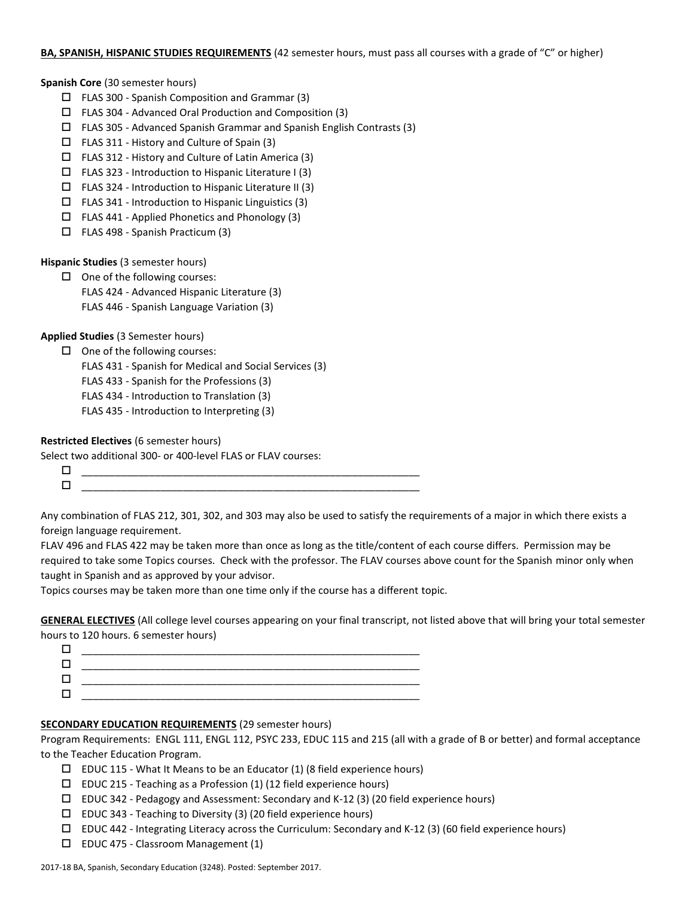**BA, SPANISH, HISPANIC STUDIES REQUIREMENTS** (42 semester hours, must pass all courses with a grade of "C" or higher)

**Spanish Core** (30 semester hours)

- ☐ FLAS 300 - Spanish Composition and Grammar (3)
- ☐ FLAS 304 - Advanced Oral Production and Composition (3)
- ☐ FLAS 305 - Advanced Spanish Grammar and Spanish English Contrasts (3)
- ☐ FLAS 311 - History and Culture of Spain (3)
- ☐ FLAS 312 - History and Culture of Latin America (3)
- ☐ FLAS 323 - Introduction to Hispanic Literature I (3)
- ☐ FLAS 324 - Introduction to Hispanic Literature II (3)
- ☐ FLAS 341 - Introduction to Hispanic Linguistics (3)
- ☐ FLAS 441 - Applied Phonetics and Phonology (3)
- ☐ FLAS 498 - Spanish Practicum (3)

**Hispanic Studies** (3 semester hours)

- ☐ One of the following courses:
  FLAS 424 - Advanced Hispanic Literature (3)
  FLAS 446 - Spanish Language Variation (3)

**Applied Studies** (3 Semester hours)

- ☐ One of the following courses:
  FLAS 431 - Spanish for Medical and Social Services (3)
  FLAS 433 - Spanish for the Professions (3)
  FLAS 434 - Introduction to Translation (3)
  FLAS 435 - Introduction to Interpreting (3)

**Restricted Electives** (6 semester hours)

Select two additional 300- or 400-level FLAS or FLAV courses:

- ☐ ____________________________________________
- ☐ ____________________________________________

Any combination of FLAS 212, 301, 302, and 303 may also be used to satisfy the requirements of a major in which there exists a foreign language requirement.

FLAV 496 and FLAS 422 may be taken more than once as long as the title/content of each course differs. Permission may be required to take some Topics courses. Check with the professor. The FLAV courses above count for the Spanish minor only when taught in Spanish and as approved by your advisor.

Topics courses may be taken more than one time only if the course has a different topic.

**GENERAL ELECTIVES** (All college level courses appearing on your final transcript, not listed above that will bring your total semester hours to 120 hours. 6 semester hours)

- ☐ ____________________________________________
- ☐ ____________________________________________
- ☐ ____________________________________________
- ☐ ____________________________________________

**SECONDARY EDUCATION REQUIREMENTS** (29 semester hours)

Program Requirements: ENGL 111, ENGL 112, PSYC 233, EDUC 115 and 215 (all with a grade of B or better) and formal acceptance to the Teacher Education Program.

- ☐ EDUC 115 - What It Means to be an Educator (1) (8 field experience hours)
- ☐ EDUC 215 - Teaching as a Profession (1) (12 field experience hours)
- ☐ EDUC 342 - Pedagogy and Assessment: Secondary and K-12 (3) (20 field experience hours)
- ☐ EDUC 343 - Teaching to Diversity (3) (20 field experience hours)
- ☐ EDUC 442 - Integrating Literacy across the Curriculum: Secondary and K-12 (3) (60 field experience hours)
- ☐ EDUC 475 - Classroom Management (1)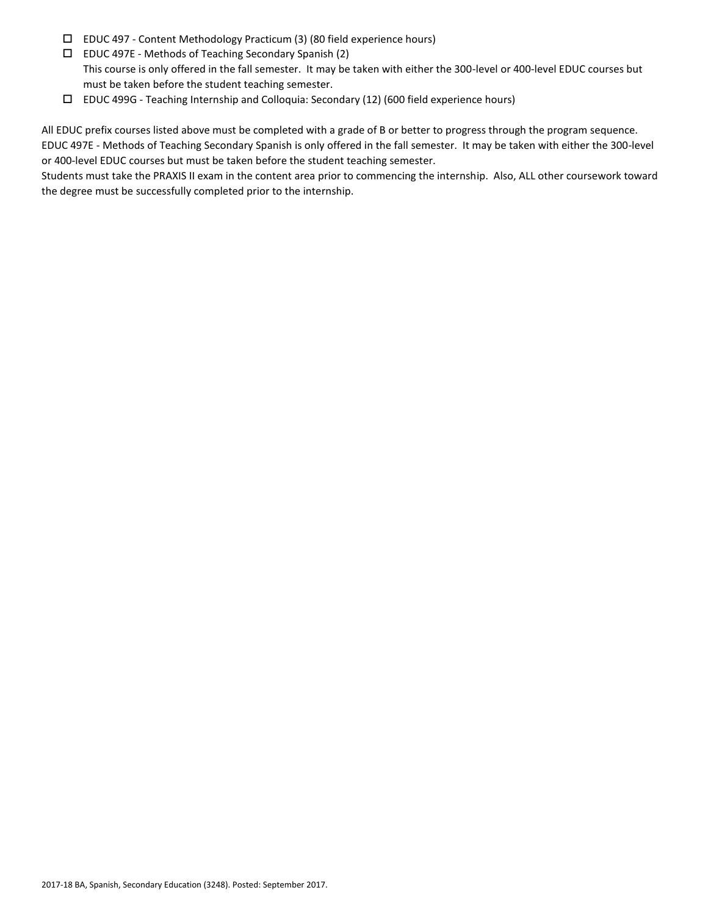- ☐ EDUC 497 - Content Methodology Practicum (3) (80 field experience hours)
- ☐ EDUC 497E - Methods of Teaching Secondary Spanish (2)
  This course is only offered in the fall semester. It may be taken with either the 300-level or 400-level EDUC courses but must be taken before the student teaching semester.
- ☐ EDUC 499G - Teaching Internship and Colloquia: Secondary (12) (600 field experience hours)

All EDUC prefix courses listed above must be completed with a grade of B or better to progress through the program sequence.
EDUC 497E - Methods of Teaching Secondary Spanish is only offered in the fall semester. It may be taken with either the 300-level or 400-level EDUC courses but must be taken before the student teaching semester.
Students must take the PRAXIS II exam in the content area prior to commencing the internship. Also, ALL other coursework toward the degree must be successfully completed prior to the internship.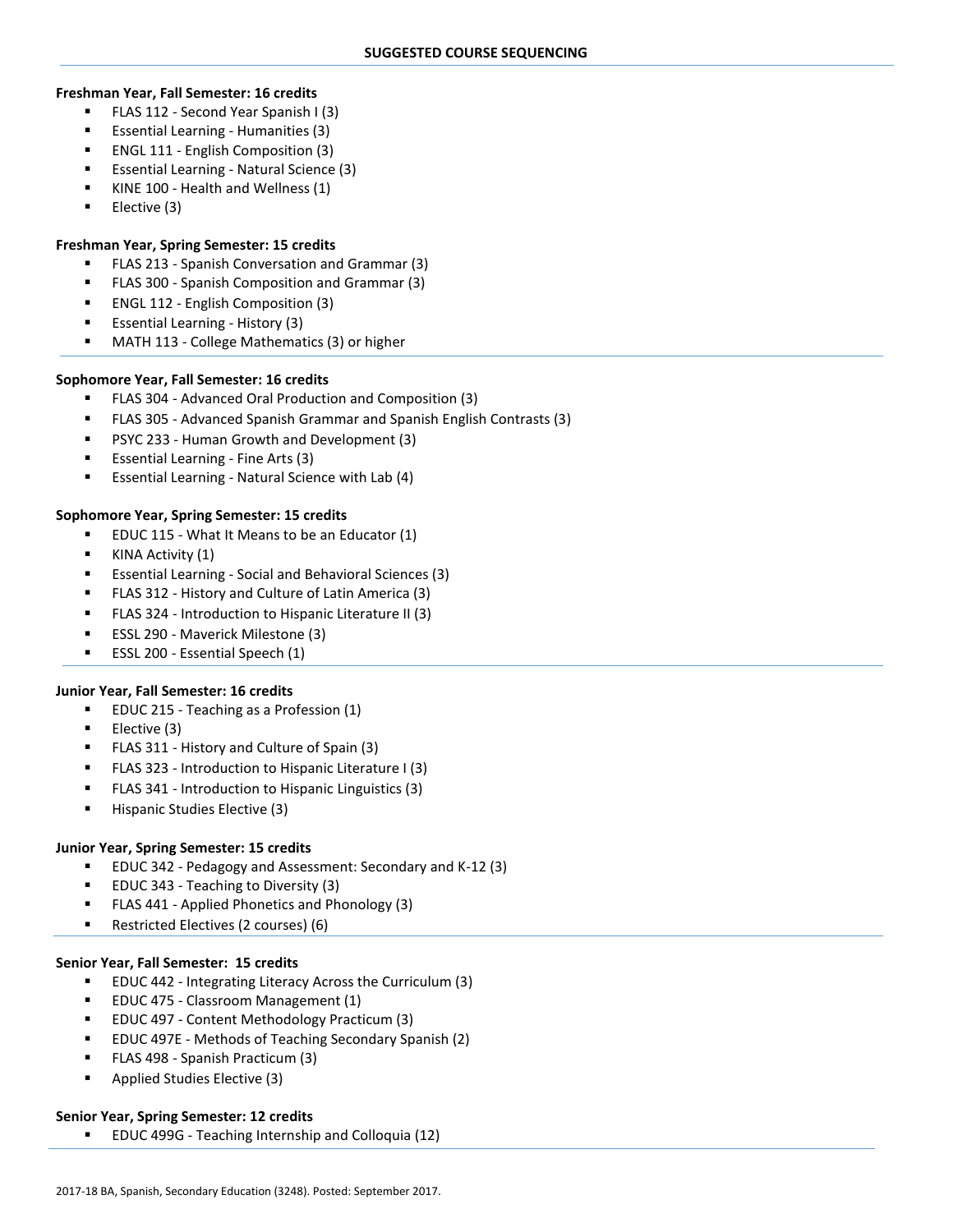## SUGGESTED COURSE SEQUENCING

**Freshman Year, Fall Semester: 16 credits**

- FLAS 112 - Second Year Spanish I (3)
- Essential Learning - Humanities (3)
- ENGL 111 - English Composition (3)
- Essential Learning - Natural Science (3)
- KINE 100 - Health and Wellness (1)
- Elective (3)

**Freshman Year, Spring Semester: 15 credits**

- FLAS 213 - Spanish Conversation and Grammar (3)
- FLAS 300 - Spanish Composition and Grammar (3)
- ENGL 112 - English Composition (3)
- Essential Learning - History (3)
- MATH 113 - College Mathematics (3) or higher

**Sophomore Year, Fall Semester: 16 credits**

- FLAS 304 - Advanced Oral Production and Composition (3)
- FLAS 305 - Advanced Spanish Grammar and Spanish English Contrasts (3)
- PSYC 233 - Human Growth and Development (3)
- Essential Learning - Fine Arts (3)
- Essential Learning - Natural Science with Lab (4)

**Sophomore Year, Spring Semester: 15 credits**

- EDUC 115 - What It Means to be an Educator (1)
- KINA Activity (1)
- Essential Learning - Social and Behavioral Sciences (3)
- FLAS 312 - History and Culture of Latin America (3)
- FLAS 324 - Introduction to Hispanic Literature II (3)
- ESSL 290 - Maverick Milestone (3)
- ESSL 200 - Essential Speech (1)

**Junior Year, Fall Semester: 16 credits**

- EDUC 215 - Teaching as a Profession (1)
- Elective (3)
- FLAS 311 - History and Culture of Spain (3)
- FLAS 323 - Introduction to Hispanic Literature I (3)
- FLAS 341 - Introduction to Hispanic Linguistics (3)
- Hispanic Studies Elective (3)

**Junior Year, Spring Semester: 15 credits**

- EDUC 342 - Pedagogy and Assessment: Secondary and K-12 (3)
- EDUC 343 - Teaching to Diversity (3)
- FLAS 441 - Applied Phonetics and Phonology (3)
- Restricted Electives (2 courses) (6)

**Senior Year, Fall Semester: 15 credits**

- EDUC 442 - Integrating Literacy Across the Curriculum (3)
- EDUC 475 - Classroom Management (1)
- EDUC 497 - Content Methodology Practicum (3)
- EDUC 497E - Methods of Teaching Secondary Spanish (2)
- FLAS 498 - Spanish Practicum (3)
- Applied Studies Elective (3)

**Senior Year, Spring Semester: 12 credits**

- EDUC 499G - Teaching Internship and Colloquia (12)